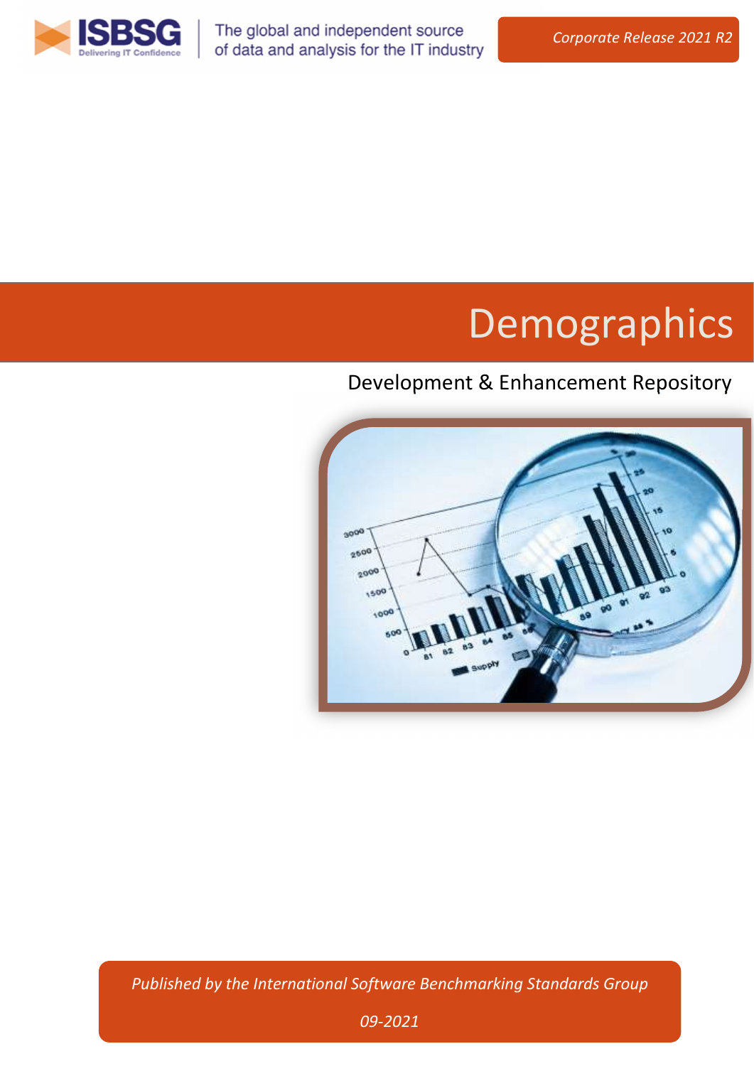ISBSG

Delivering IT Confidence

The global and independent source of data and analysis for the IT industry

*Corporate Release 2021 R2*

# Demographics

## Development & Enhancement Repository

*Published by the International Software Benchmarking Standards Group*

*09-2021*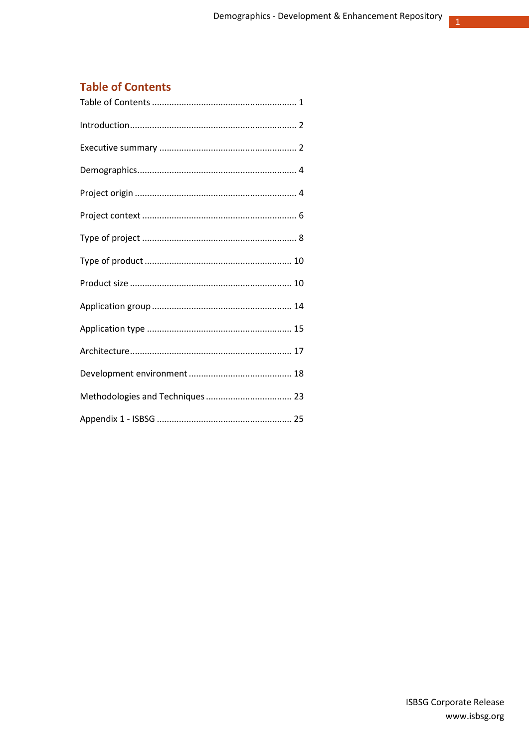## Table of Contents

Table of Contents .......................................................... 1

Introduction................................................................... 2

Executive summary ....................................................... 2

Demographics................................................................ 4

Project origin ................................................................. 4

Project context .............................................................. 6

Type of project .............................................................. 8

Type of product ........................................................... 10

Product size ................................................................. 10

Application group ........................................................ 14

Application type .......................................................... 15

Architecture................................................................. 17

Development environment .......................................... 18

Methodologies and Techniques ................................... 23

Appendix 1 - ISBSG ...................................................... 25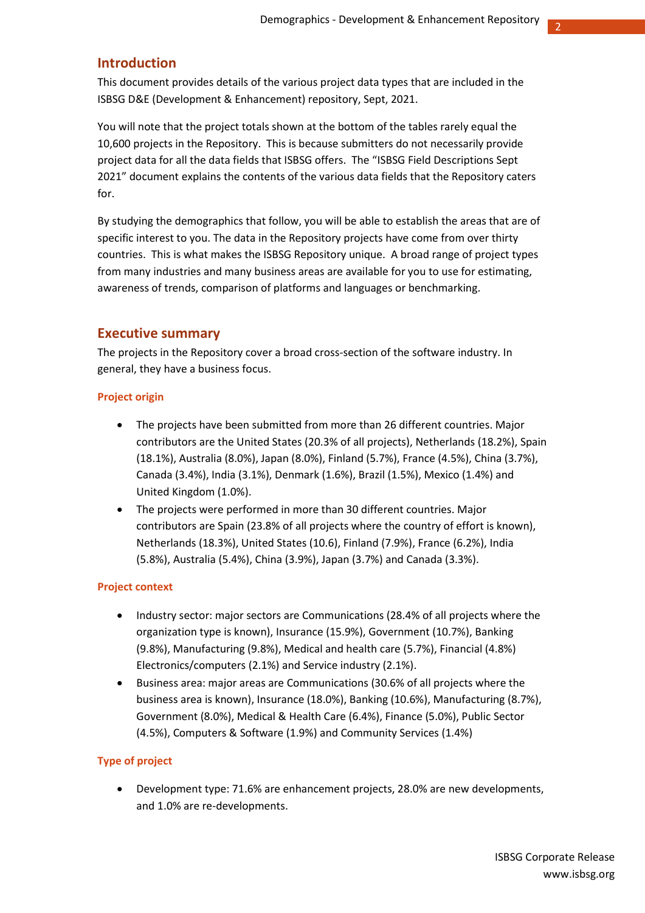## Introduction

This document provides details of the various project data types that are included in the ISBSG D&E (Development & Enhancement) repository, Sept, 2021.

You will note that the project totals shown at the bottom of the tables rarely equal the 10,600 projects in the Repository. This is because submitters do not necessarily provide project data for all the data fields that ISBSG offers. The "ISBSG Field Descriptions Sept 2021" document explains the contents of the various data fields that the Repository caters for.

By studying the demographics that follow, you will be able to establish the areas that are of specific interest to you. The data in the Repository projects have come from over thirty countries. This is what makes the ISBSG Repository unique. A broad range of project types from many industries and many business areas are available for you to use for estimating, awareness of trends, comparison of platforms and languages or benchmarking.

## Executive summary

The projects in the Repository cover a broad cross-section of the software industry. In general, they have a business focus.

### Project origin

- The projects have been submitted from more than 26 different countries. Major contributors are the United States (20.3% of all projects), Netherlands (18.2%), Spain (18.1%), Australia (8.0%), Japan (8.0%), Finland (5.7%), France (4.5%), China (3.7%), Canada (3.4%), India (3.1%), Denmark (1.6%), Brazil (1.5%), Mexico (1.4%) and United Kingdom (1.0%).
- The projects were performed in more than 30 different countries. Major contributors are Spain (23.8% of all projects where the country of effort is known), Netherlands (18.3%), United States (10.6), Finland (7.9%), France (6.2%), India (5.8%), Australia (5.4%), China (3.9%), Japan (3.7%) and Canada (3.3%).

### Project context

- Industry sector: major sectors are Communications (28.4% of all projects where the organization type is known), Insurance (15.9%), Government (10.7%), Banking (9.8%), Manufacturing (9.8%), Medical and health care (5.7%), Financial (4.8%) Electronics/computers (2.1%) and Service industry (2.1%).
- Business area: major areas are Communications (30.6% of all projects where the business area is known), Insurance (18.0%), Banking (10.6%), Manufacturing (8.7%), Government (8.0%), Medical & Health Care (6.4%), Finance (5.0%), Public Sector (4.5%), Computers & Software (1.9%) and Community Services (1.4%)

### Type of project

- Development type: 71.6% are enhancement projects, 28.0% are new developments, and 1.0% are re-developments.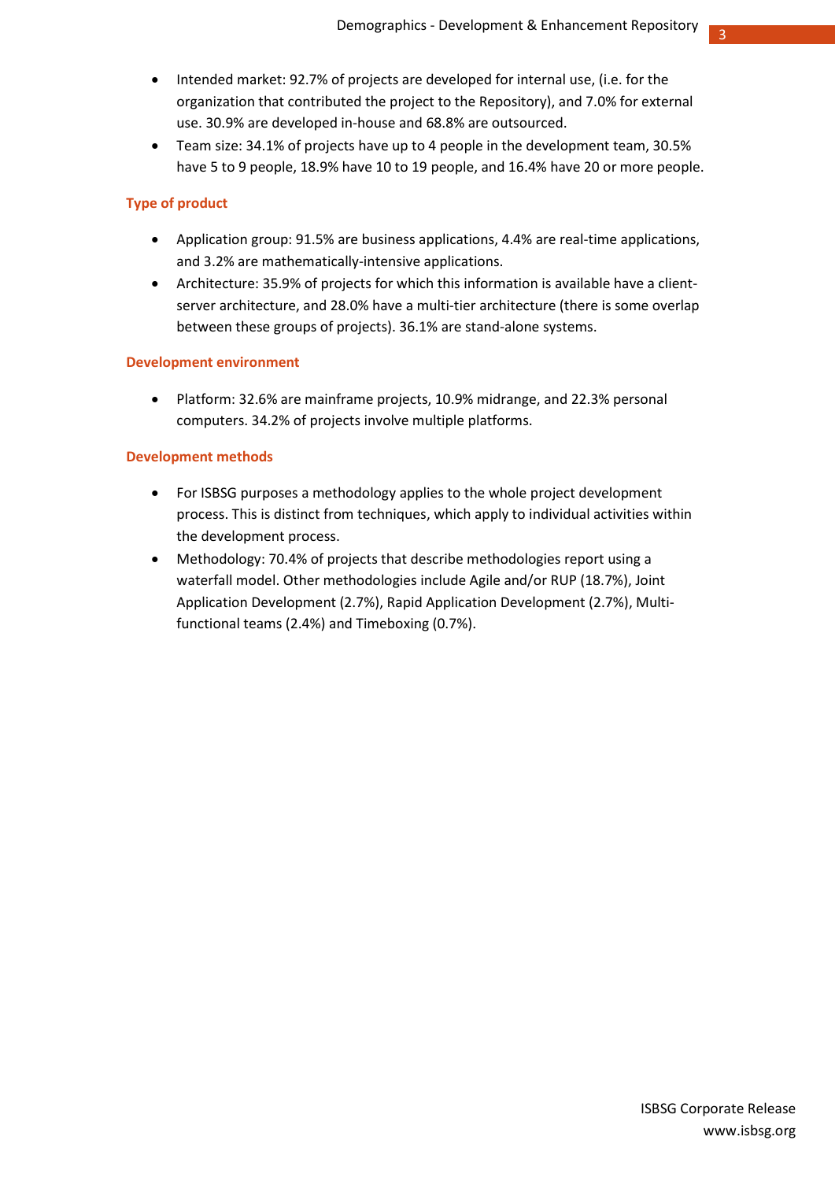- Intended market: 92.7% of projects are developed for internal use, (i.e. for the organization that contributed the project to the Repository), and 7.0% for external use. 30.9% are developed in-house and 68.8% are outsourced.
- Team size: 34.1% of projects have up to 4 people in the development team, 30.5% have 5 to 9 people, 18.9% have 10 to 19 people, and 16.4% have 20 or more people.

### Type of product

- Application group: 91.5% are business applications, 4.4% are real-time applications, and 3.2% are mathematically-intensive applications.
- Architecture: 35.9% of projects for which this information is available have a client-server architecture, and 28.0% have a multi-tier architecture (there is some overlap between these groups of projects). 36.1% are stand-alone systems.

### Development environment

- Platform: 32.6% are mainframe projects, 10.9% midrange, and 22.3% personal computers. 34.2% of projects involve multiple platforms.

### Development methods

- For ISBSG purposes a methodology applies to the whole project development process. This is distinct from techniques, which apply to individual activities within the development process.
- Methodology: 70.4% of projects that describe methodologies report using a waterfall model. Other methodologies include Agile and/or RUP (18.7%), Joint Application Development (2.7%), Rapid Application Development (2.7%), Multi-functional teams (2.4%) and Timeboxing (0.7%).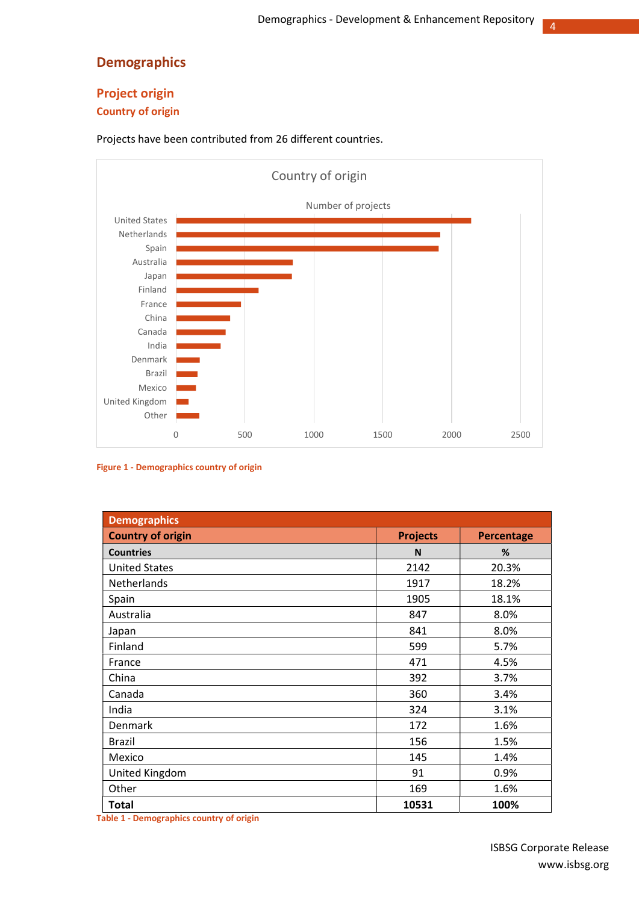# Demographics

## Project origin

### Country of origin

Projects have been contributed from 26 different countries.

Figure 1 - Demographics country of origin

| Demographics | | |
|---|---|---|
| **Country of origin** | **Projects** | **Percentage** |
| **Countries** | **N** | **%** |
| United States | 2142 | 20.3% |
| Netherlands | 1917 | 18.2% |
| Spain | 1905 | 18.1% |
| Australia | 847 | 8.0% |
| Japan | 841 | 8.0% |
| Finland | 599 | 5.7% |
| France | 471 | 4.5% |
| China | 392 | 3.7% |
| Canada | 360 | 3.4% |
| India | 324 | 3.1% |
| Denmark | 172 | 1.6% |
| Brazil | 156 | 1.5% |
| Mexico | 145 | 1.4% |
| United Kingdom | 91 | 0.9% |
| Other | 169 | 1.6% |
| **Total** | **10531** | **100%** |

Table 1 - Demographics country of origin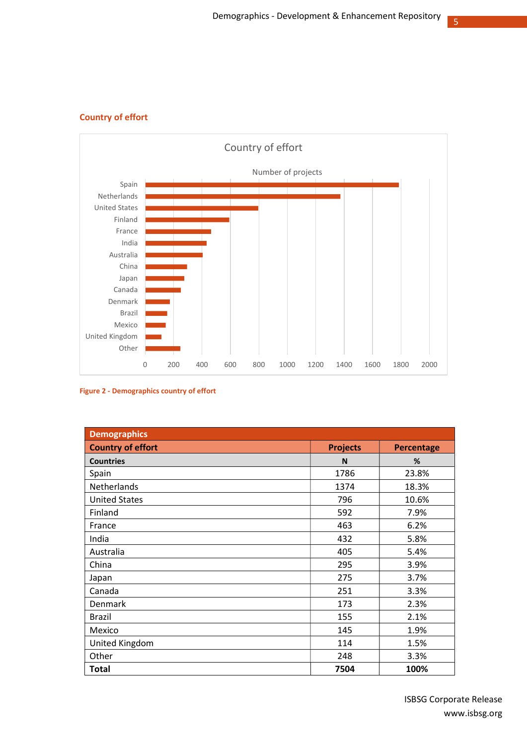## Country of effort

Figure 2 - Demographics country of effort

| Demographics | | |
|---|---|---|
| **Country of effort** | **Projects** | **Percentage** |
| **Countries** | **N** | **%** |
| Spain | 1786 | 23.8% |
| Netherlands | 1374 | 18.3% |
| United States | 796 | 10.6% |
| Finland | 592 | 7.9% |
| France | 463 | 6.2% |
| India | 432 | 5.8% |
| Australia | 405 | 5.4% |
| China | 295 | 3.9% |
| Japan | 275 | 3.7% |
| Canada | 251 | 3.3% |
| Denmark | 173 | 2.3% |
| Brazil | 155 | 2.1% |
| Mexico | 145 | 1.9% |
| United Kingdom | 114 | 1.5% |
| Other | 248 | 3.3% |
| **Total** | **7504** | **100%** |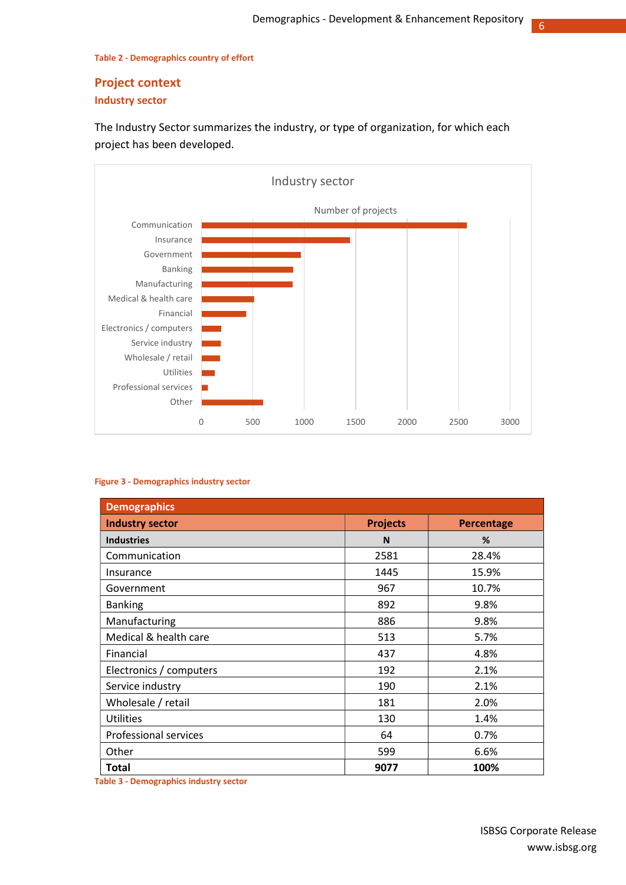Table 2 - Demographics country of effort

## Project context

### Industry sector

The Industry Sector summarizes the industry, or type of organization, for which each project has been developed.

Figure 3 - Demographics industry sector

| Demographics | | |
|---|---|---|
| **Industry sector** | **Projects** | **Percentage** |
| **Industries** | **N** | **%** |
| Communication | 2581 | 28.4% |
| Insurance | 1445 | 15.9% |
| Government | 967 | 10.7% |
| Banking | 892 | 9.8% |
| Manufacturing | 886 | 9.8% |
| Medical & health care | 513 | 5.7% |
| Financial | 437 | 4.8% |
| Electronics / computers | 192 | 2.1% |
| Service industry | 190 | 2.1% |
| Wholesale / retail | 181 | 2.0% |
| Utilities | 130 | 1.4% |
| Professional services | 64 | 0.7% |
| Other | 599 | 6.6% |
| **Total** | **9077** | **100%** |

Table 3 - Demographics industry sector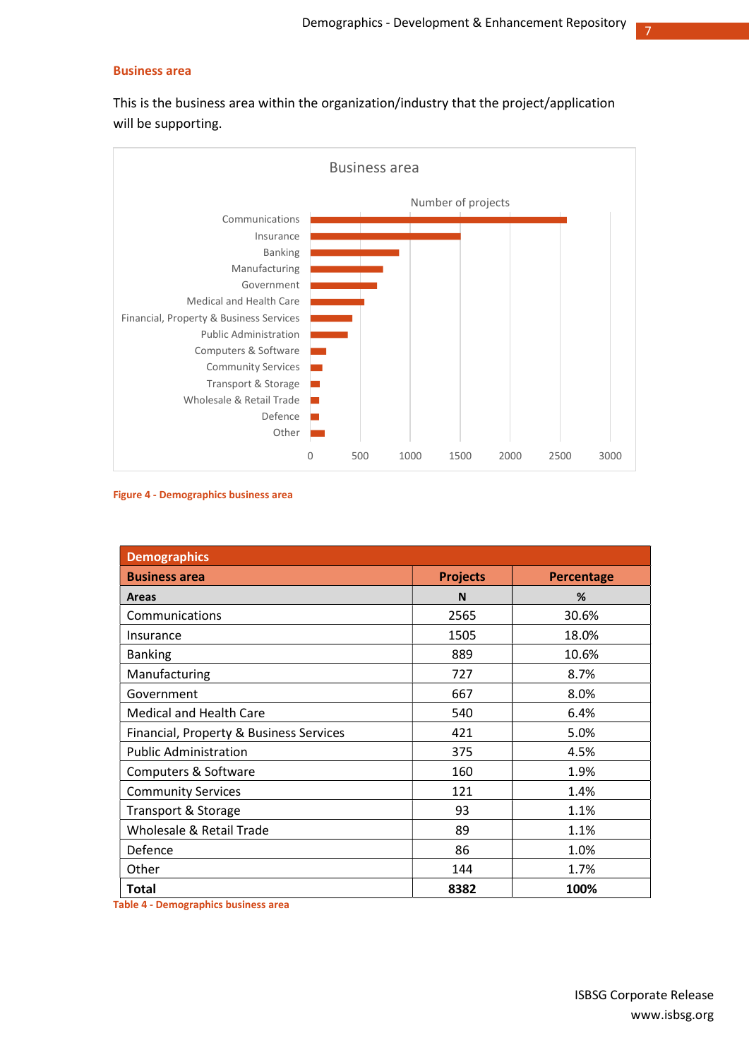## Business area

This is the business area within the organization/industry that the project/application will be supporting.

Figure 4 - Demographics business area

| Demographics | | |
|---|---|---|
| **Business area** | **Projects** | **Percentage** |
| **Areas** | **N** | **%** |
| Communications | 2565 | 30.6% |
| Insurance | 1505 | 18.0% |
| Banking | 889 | 10.6% |
| Manufacturing | 727 | 8.7% |
| Government | 667 | 8.0% |
| Medical and Health Care | 540 | 6.4% |
| Financial, Property & Business Services | 421 | 5.0% |
| Public Administration | 375 | 4.5% |
| Computers & Software | 160 | 1.9% |
| Community Services | 121 | 1.4% |
| Transport & Storage | 93 | 1.1% |
| Wholesale & Retail Trade | 89 | 1.1% |
| Defence | 86 | 1.0% |
| Other | 144 | 1.7% |
| **Total** | **8382** | **100%** |

Table 4 - Demographics business area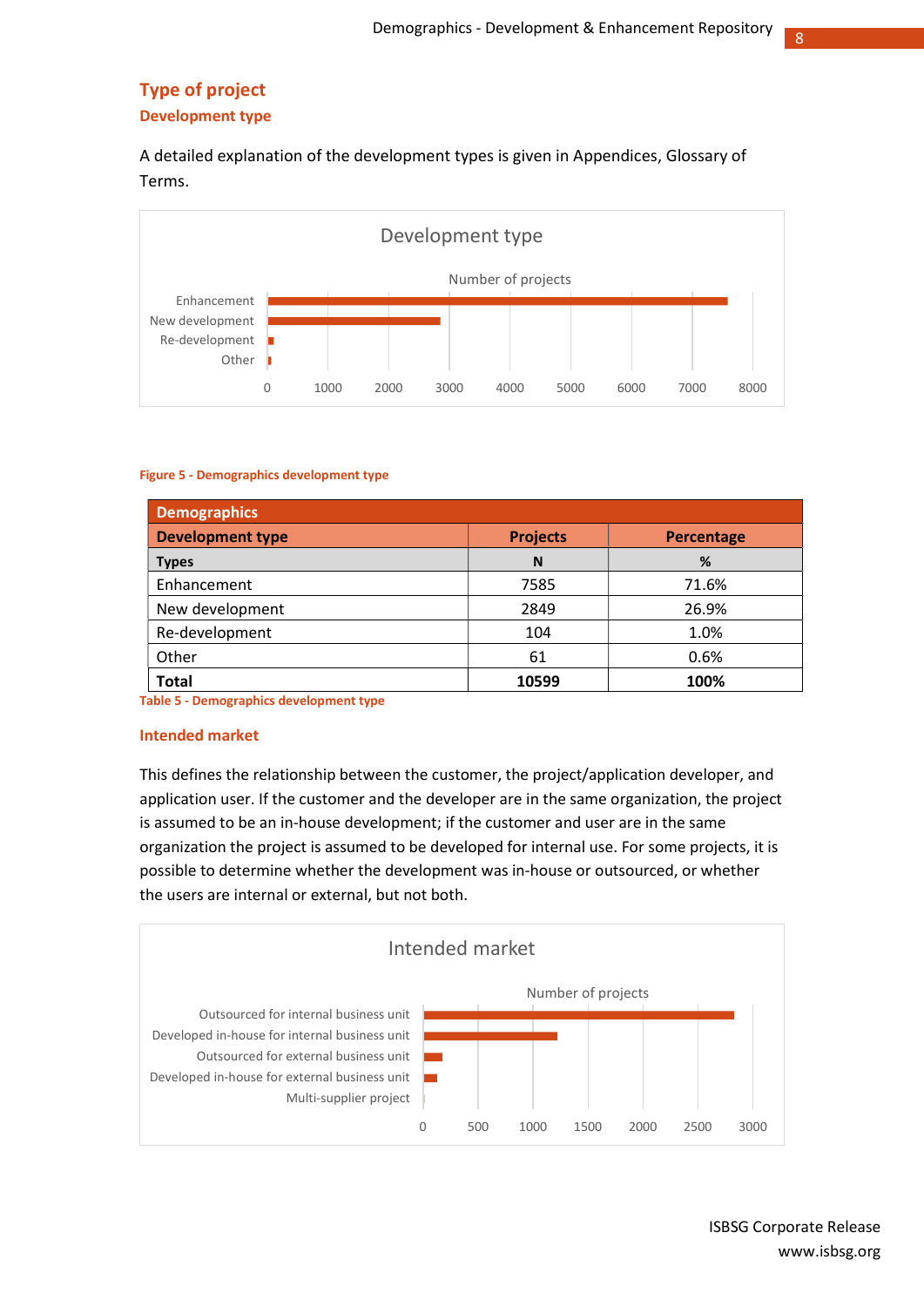## Type of project

### Development type

A detailed explanation of the development types is given in Appendices, Glossary of Terms.

Figure 5 - Demographics development type

| Demographics | | |
|---|---|---|
| **Development type** | **Projects** | **Percentage** |
| **Types** | **N** | **%** |
| Enhancement | 7585 | 71.6% |
| New development | 2849 | 26.9% |
| Re-development | 104 | 1.0% |
| Other | 61 | 0.6% |
| **Total** | **10599** | **100%** |

Table 5 - Demographics development type

### Intended market

This defines the relationship between the customer, the project/application developer, and application user. If the customer and the developer are in the same organization, the project is assumed to be an in-house development; if the customer and user are in the same organization the project is assumed to be developed for internal use. For some projects, it is possible to determine whether the development was in-house or outsourced, or whether the users are internal or external, but not both.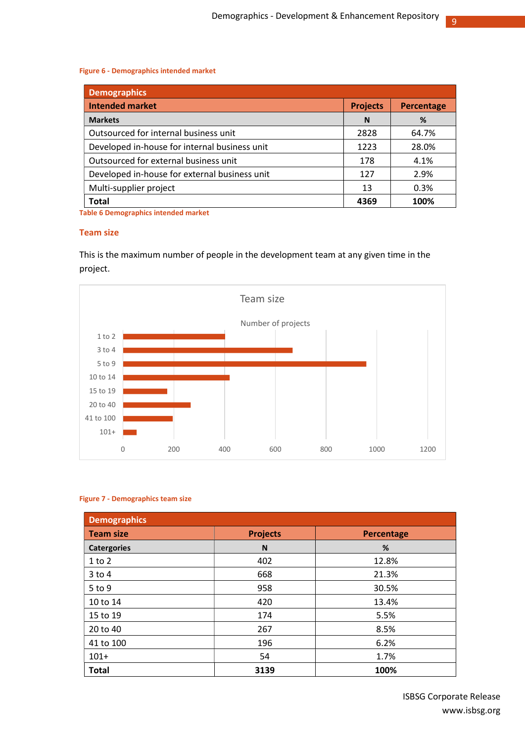Figure 6 - Demographics intended market

| Demographics | | |
|---|---|---|
| **Intended market** | **Projects** | **Percentage** |
| **Markets** | **N** | **%** |
| Outsourced for internal business unit | 2828 | 64.7% |
| Developed in-house for internal business unit | 1223 | 28.0% |
| Outsourced for external business unit | 178 | 4.1% |
| Developed in-house for external business unit | 127 | 2.9% |
| Multi-supplier project | 13 | 0.3% |
| **Total** | **4369** | **100%** |

Table 6 Demographics intended market

## Team size

This is the maximum number of people in the development team at any given time in the project.

Figure 7 - Demographics team size

| Demographics | | |
|---|---|---|
| **Team size** | **Projects** | **Percentage** |
| **Catergories** | **N** | **%** |
| 1 to 2 | 402 | 12.8% |
| 3 to 4 | 668 | 21.3% |
| 5 to 9 | 958 | 30.5% |
| 10 to 14 | 420 | 13.4% |
| 15 to 19 | 174 | 5.5% |
| 20 to 40 | 267 | 8.5% |
| 41 to 100 | 196 | 6.2% |
| 101+ | 54 | 1.7% |
| **Total** | **3139** | **100%** |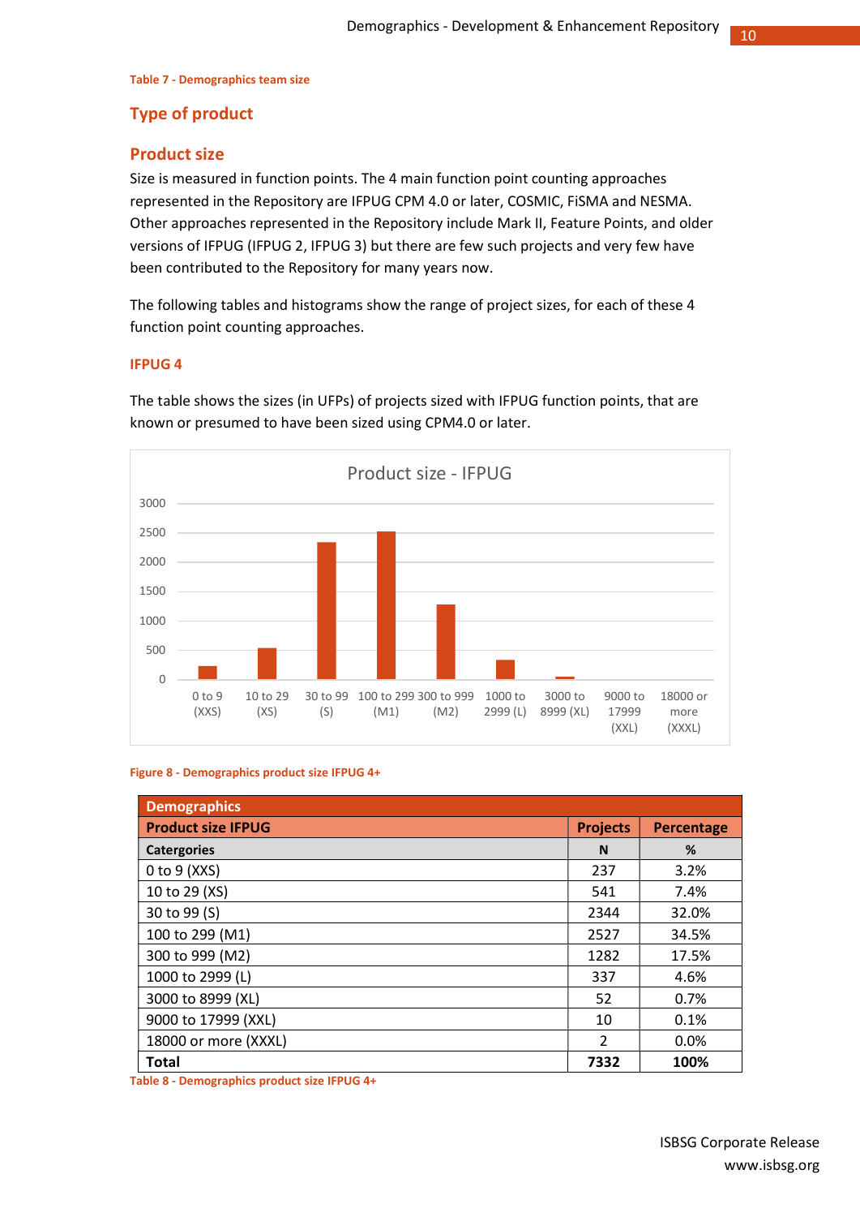Table 7 - Demographics team size

## Type of product

### Product size

Size is measured in function points. The 4 main function point counting approaches represented in the Repository are IFPUG CPM 4.0 or later, COSMIC, FiSMA and NESMA. Other approaches represented in the Repository include Mark II, Feature Points, and older versions of IFPUG (IFPUG 2, IFPUG 3) but there are few such projects and very few have been contributed to the Repository for many years now.

The following tables and histograms show the range of project sizes, for each of these 4 function point counting approaches.

#### IFPUG 4

The table shows the sizes (in UFPs) of projects sized with IFPUG function points, that are known or presumed to have been sized using CPM4.0 or later.

Figure 8 - Demographics product size IFPUG 4+

| Demographics | | |
|---|---|---|
| **Product size IFPUG** | **Projects** | **Percentage** |
| **Catergories** | **N** | **%** |
| 0 to 9 (XXS) | 237 | 3.2% |
| 10 to 29 (XS) | 541 | 7.4% |
| 30 to 99 (S) | 2344 | 32.0% |
| 100 to 299 (M1) | 2527 | 34.5% |
| 300 to 999 (M2) | 1282 | 17.5% |
| 1000 to 2999 (L) | 337 | 4.6% |
| 3000 to 8999 (XL) | 52 | 0.7% |
| 9000 to 17999 (XXL) | 10 | 0.1% |
| 18000 or more (XXXL) | 2 | 0.0% |
| **Total** | **7332** | **100%** |

Table 8 - Demographics product size IFPUG 4+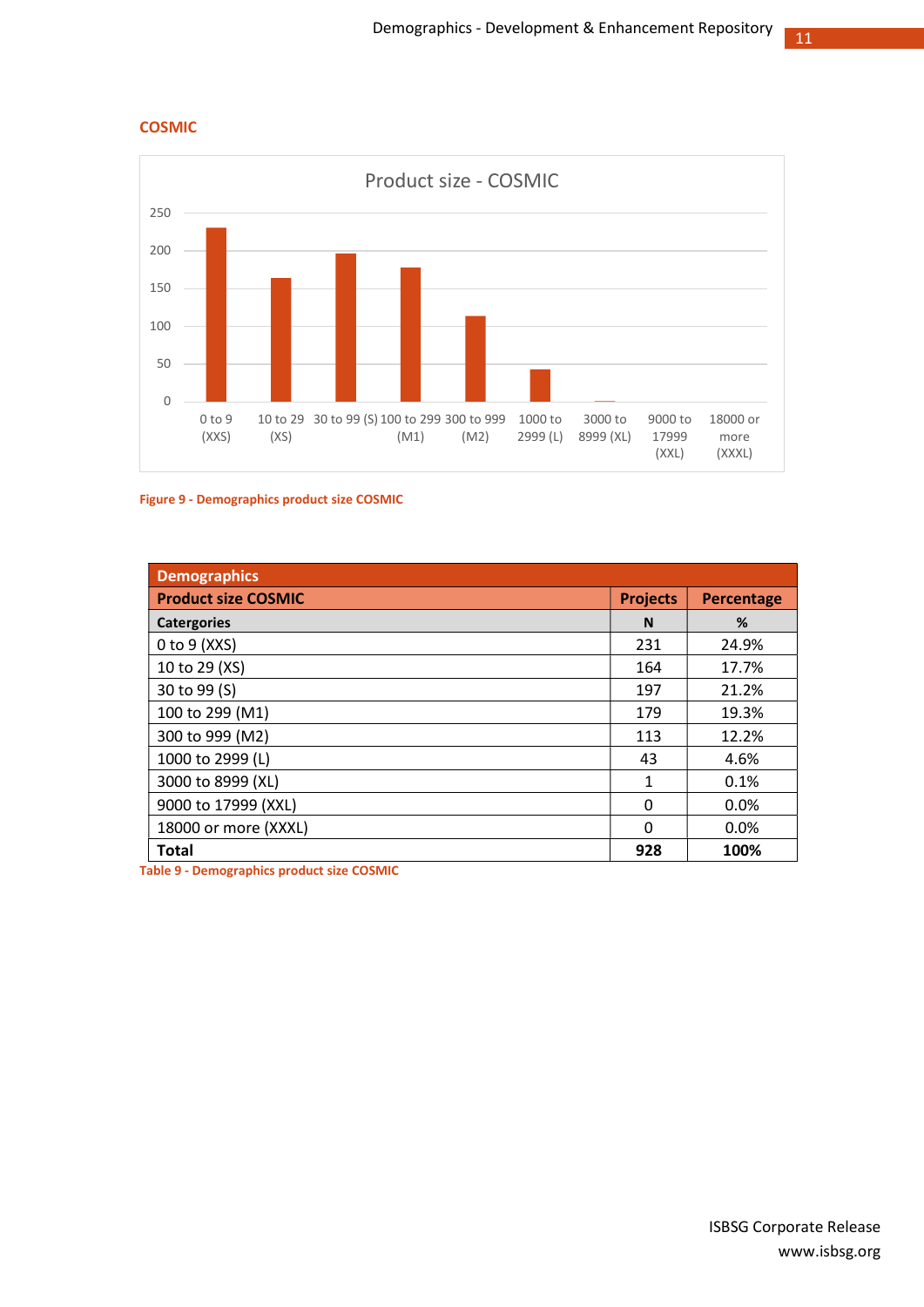## COSMIC

Figure 9 - Demographics product size COSMIC

| Demographics | | |
|---|---|---|
| **Product size COSMIC** | **Projects** | **Percentage** |
| **Catergories** | **N** | **%** |
| 0 to 9 (XXS) | 231 | 24.9% |
| 10 to 29 (XS) | 164 | 17.7% |
| 30 to 99 (S) | 197 | 21.2% |
| 100 to 299 (M1) | 179 | 19.3% |
| 300 to 999 (M2) | 113 | 12.2% |
| 1000 to 2999 (L) | 43 | 4.6% |
| 3000 to 8999 (XL) | 1 | 0.1% |
| 9000 to 17999 (XXL) | 0 | 0.0% |
| 18000 or more (XXXL) | 0 | 0.0% |
| **Total** | **928** | **100%** |

Table 9 - Demographics product size COSMIC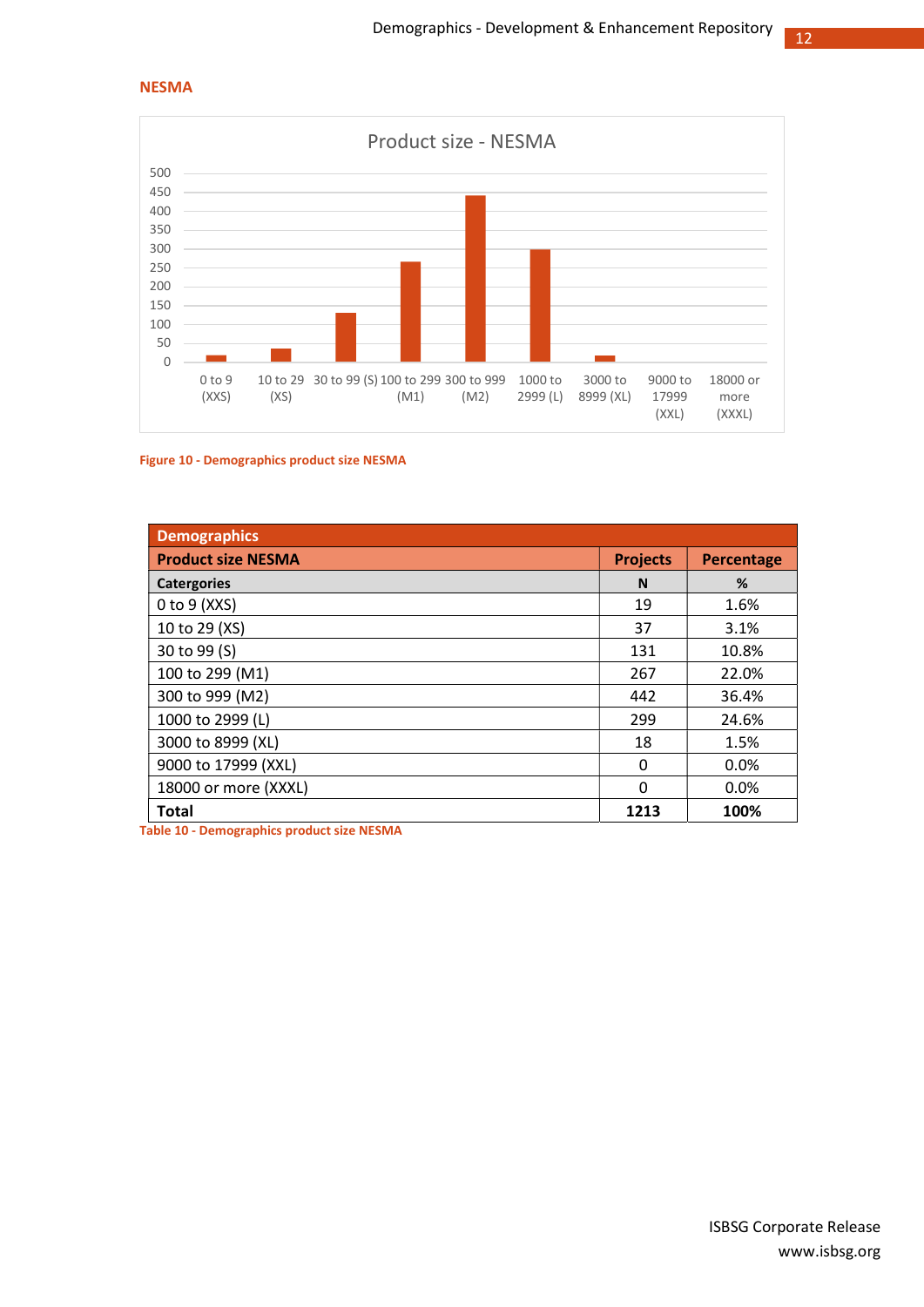## NESMA

Figure 10 - Demographics product size NESMA

| Demographics | | |
|---|---|---|
| **Product size NESMA** | **Projects** | **Percentage** |
| **Catergories** | **N** | **%** |
| 0 to 9 (XXS) | 19 | 1.6% |
| 10 to 29 (XS) | 37 | 3.1% |
| 30 to 99 (S) | 131 | 10.8% |
| 100 to 299 (M1) | 267 | 22.0% |
| 300 to 999 (M2) | 442 | 36.4% |
| 1000 to 2999 (L) | 299 | 24.6% |
| 3000 to 8999 (XL) | 18 | 1.5% |
| 9000 to 17999 (XXL) | 0 | 0.0% |
| 18000 or more (XXXL) | 0 | 0.0% |
| **Total** | **1213** | **100%** |

Table 10 - Demographics product size NESMA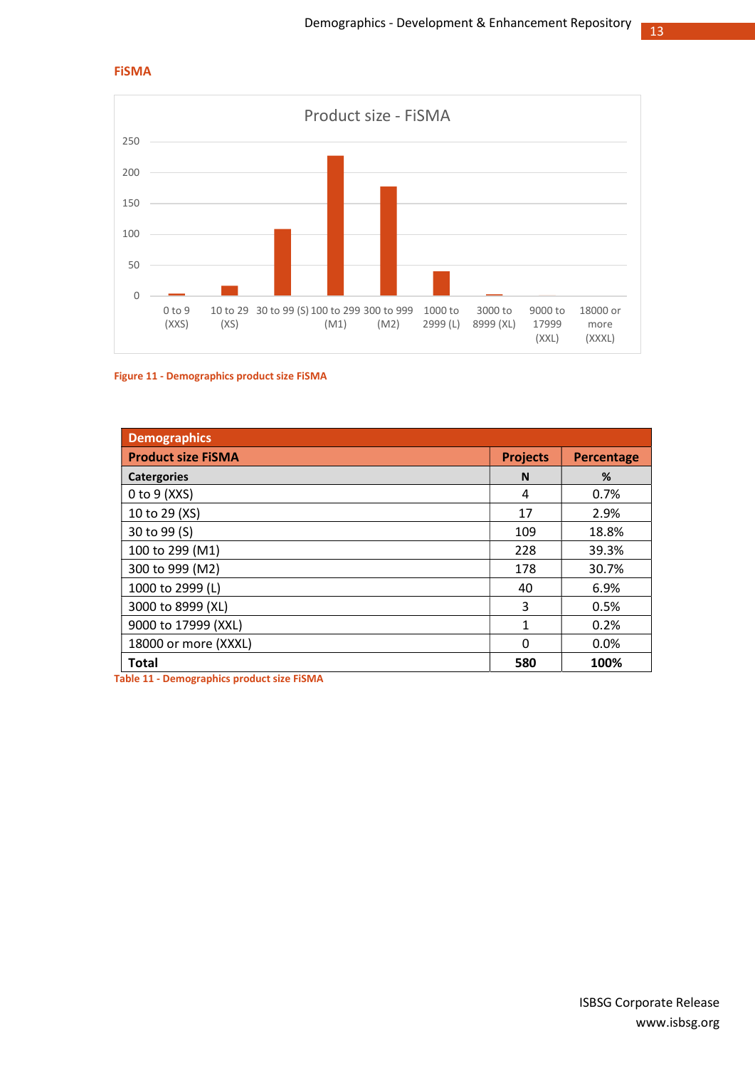## FiSMA

Figure 11 - Demographics product size FiSMA

| Demographics | | |
|---|---|---|
| **Product size FiSMA** | **Projects** | **Percentage** |
| **Catergories** | **N** | **%** |
| 0 to 9 (XXS) | 4 | 0.7% |
| 10 to 29 (XS) | 17 | 2.9% |
| 30 to 99 (S) | 109 | 18.8% |
| 100 to 299 (M1) | 228 | 39.3% |
| 300 to 999 (M2) | 178 | 30.7% |
| 1000 to 2999 (L) | 40 | 6.9% |
| 3000 to 8999 (XL) | 3 | 0.5% |
| 9000 to 17999 (XXL) | 1 | 0.2% |
| 18000 or more (XXXL) | 0 | 0.0% |
| **Total** | **580** | **100%** |

Table 11 - Demographics product size FiSMA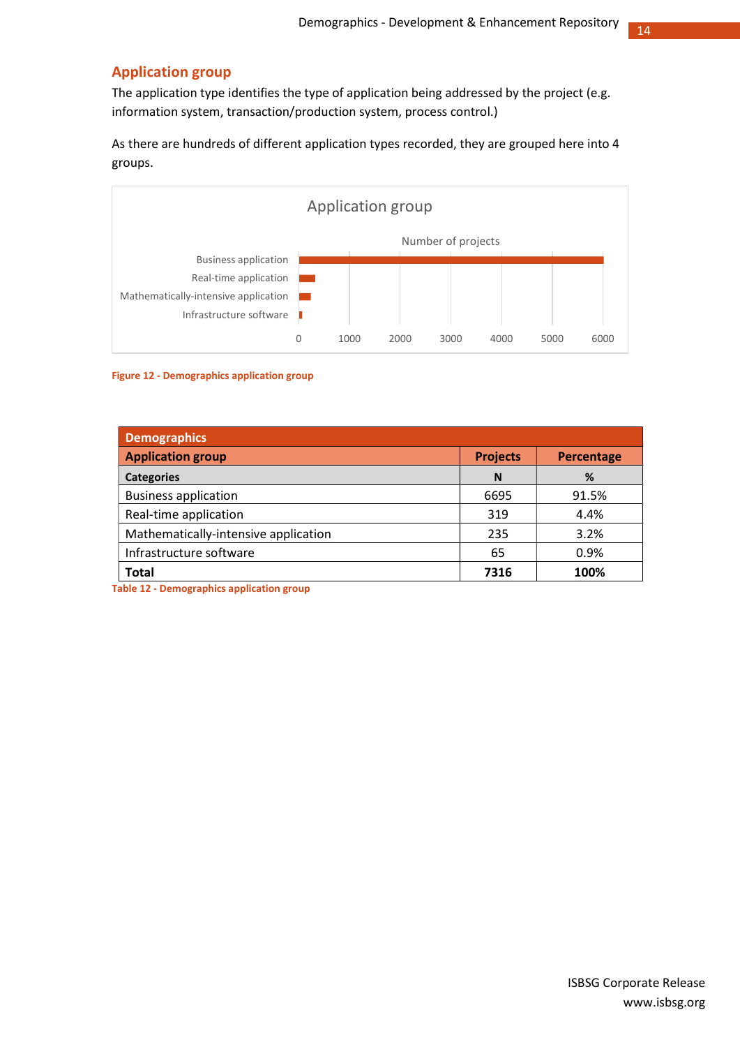## Application group

The application type identifies the type of application being addressed by the project (e.g. information system, transaction/production system, process control.)

As there are hundreds of different application types recorded, they are grouped here into 4 groups.

Figure 12 - Demographics application group

| Demographics | | |
|---|---|---|
| **Application group** | **Projects** | **Percentage** |
| **Categories** | **N** | **%** |
| Business application | 6695 | 91.5% |
| Real-time application | 319 | 4.4% |
| Mathematically-intensive application | 235 | 3.2% |
| Infrastructure software | 65 | 0.9% |
| **Total** | **7316** | **100%** |

Table 12 - Demographics application group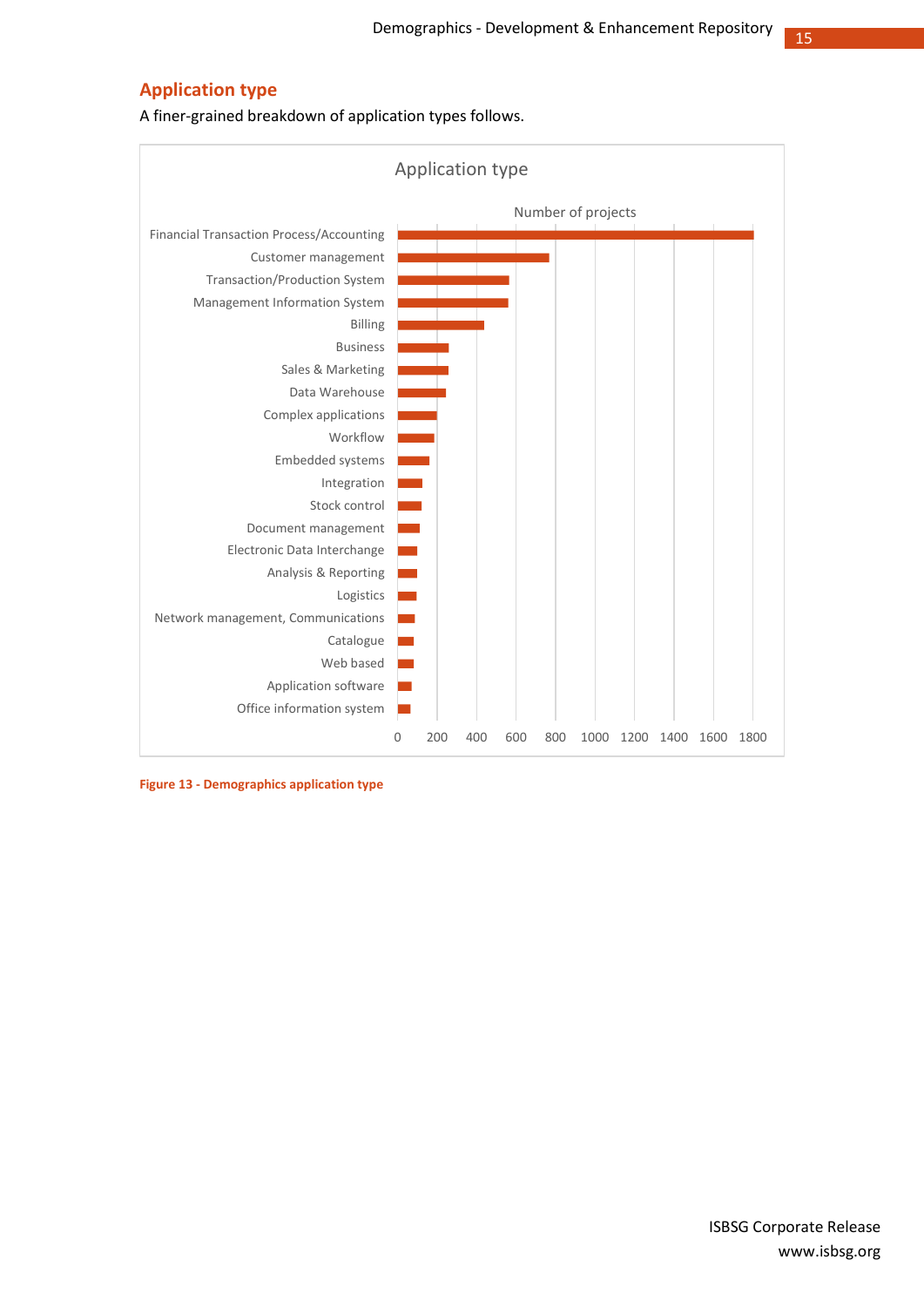## Application type

A finer-grained breakdown of application types follows.

Figure 13 - Demographics application type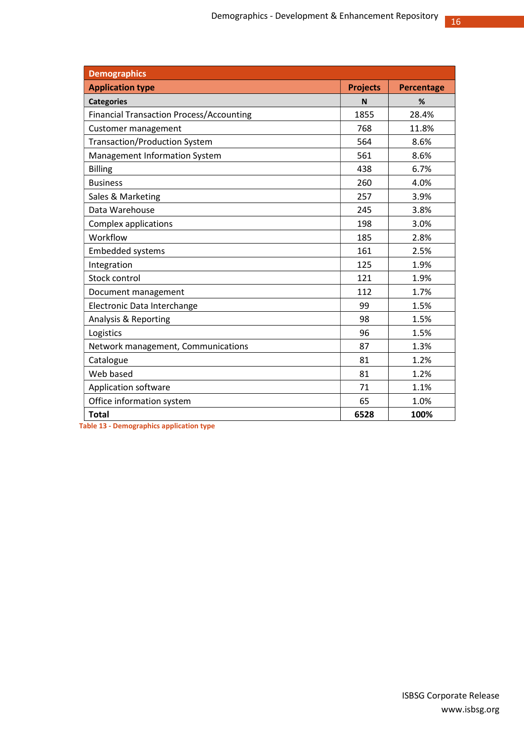| Demographics | | |
|---|---|---|
| **Application type** | **Projects** | **Percentage** |
| **Categories** | **N** | **%** |
| Financial Transaction Process/Accounting | 1855 | 28.4% |
| Customer management | 768 | 11.8% |
| Transaction/Production System | 564 | 8.6% |
| Management Information System | 561 | 8.6% |
| Billing | 438 | 6.7% |
| Business | 260 | 4.0% |
| Sales & Marketing | 257 | 3.9% |
| Data Warehouse | 245 | 3.8% |
| Complex applications | 198 | 3.0% |
| Workflow | 185 | 2.8% |
| Embedded systems | 161 | 2.5% |
| Integration | 125 | 1.9% |
| Stock control | 121 | 1.9% |
| Document management | 112 | 1.7% |
| Electronic Data Interchange | 99 | 1.5% |
| Analysis & Reporting | 98 | 1.5% |
| Logistics | 96 | 1.5% |
| Network management, Communications | 87 | 1.3% |
| Catalogue | 81 | 1.2% |
| Web based | 81 | 1.2% |
| Application software | 71 | 1.1% |
| Office information system | 65 | 1.0% |
| **Total** | **6528** | **100%** |

Table 13 - Demographics application type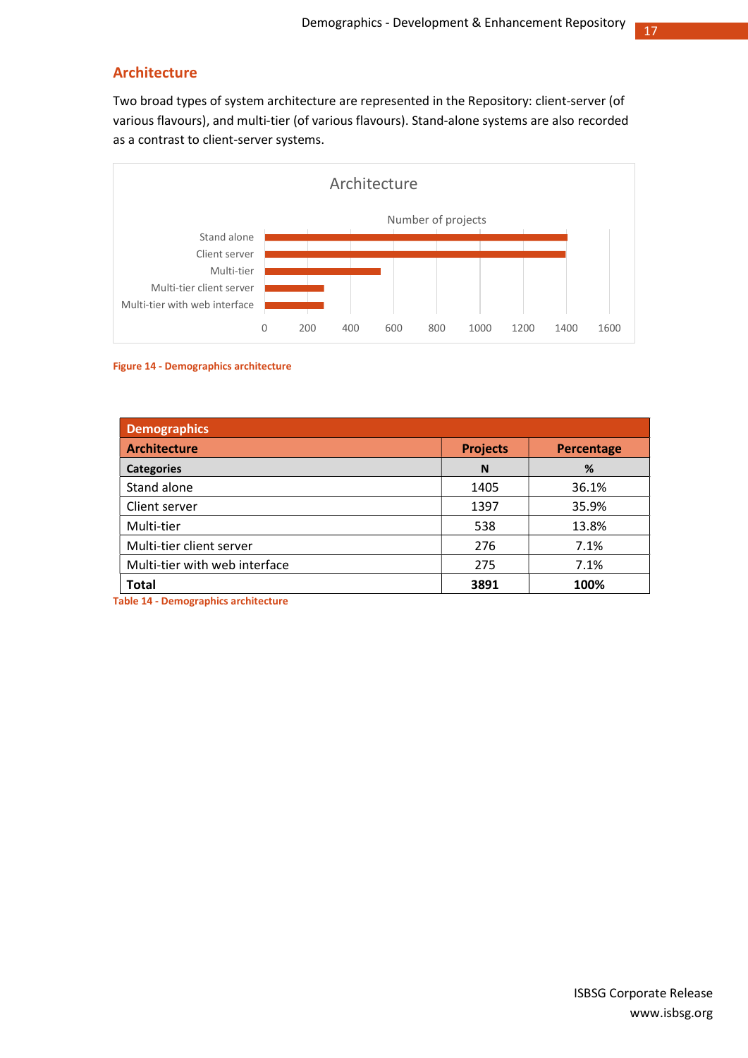## Architecture

Two broad types of system architecture are represented in the Repository: client-server (of various flavours), and multi-tier (of various flavours). Stand-alone systems are also recorded as a contrast to client-server systems.

Figure 14 - Demographics architecture

| Demographics | | |
|---|---|---|
| **Architecture** | **Projects** | **Percentage** |
| **Categories** | **N** | **%** |
| Stand alone | 1405 | 36.1% |
| Client server | 1397 | 35.9% |
| Multi-tier | 538 | 13.8% |
| Multi-tier client server | 276 | 7.1% |
| Multi-tier with web interface | 275 | 7.1% |
| **Total** | **3891** | **100%** |

Table 14 - Demographics architecture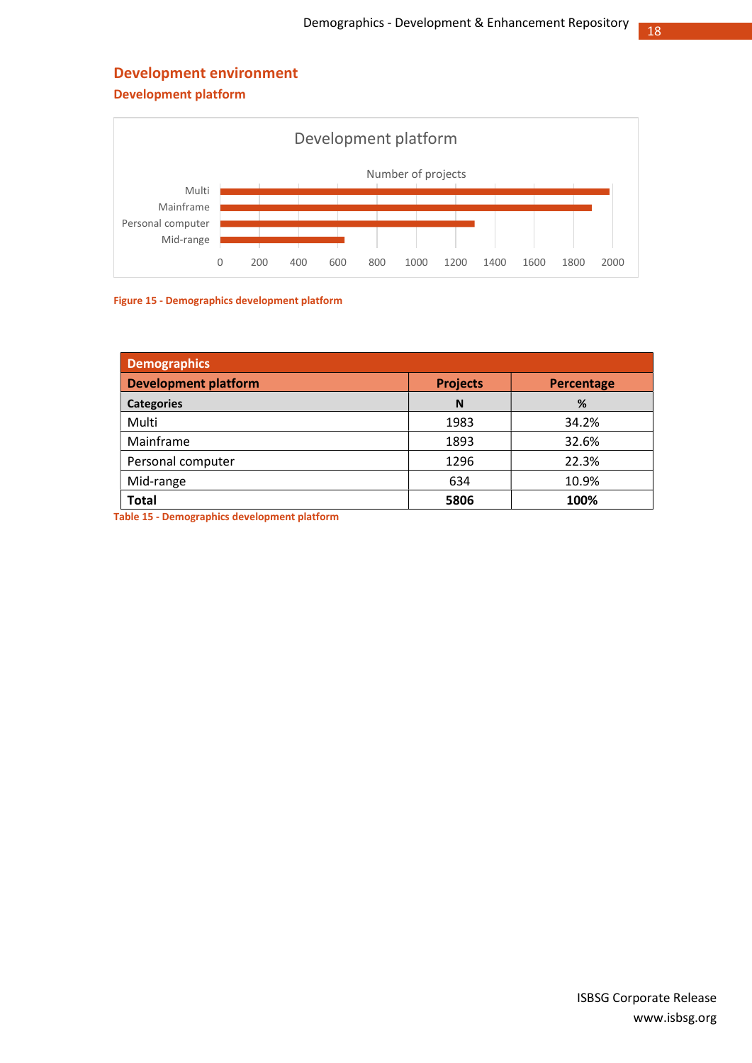## Development environment

### Development platform

Figure 15 - Demographics development platform

| Demographics | | |
|---|---|---|
| **Development platform** | **Projects** | **Percentage** |
| **Categories** | **N** | **%** |
| Multi | 1983 | 34.2% |
| Mainframe | 1893 | 32.6% |
| Personal computer | 1296 | 22.3% |
| Mid-range | 634 | 10.9% |
| **Total** | **5806** | **100%** |

Table 15 - Demographics development platform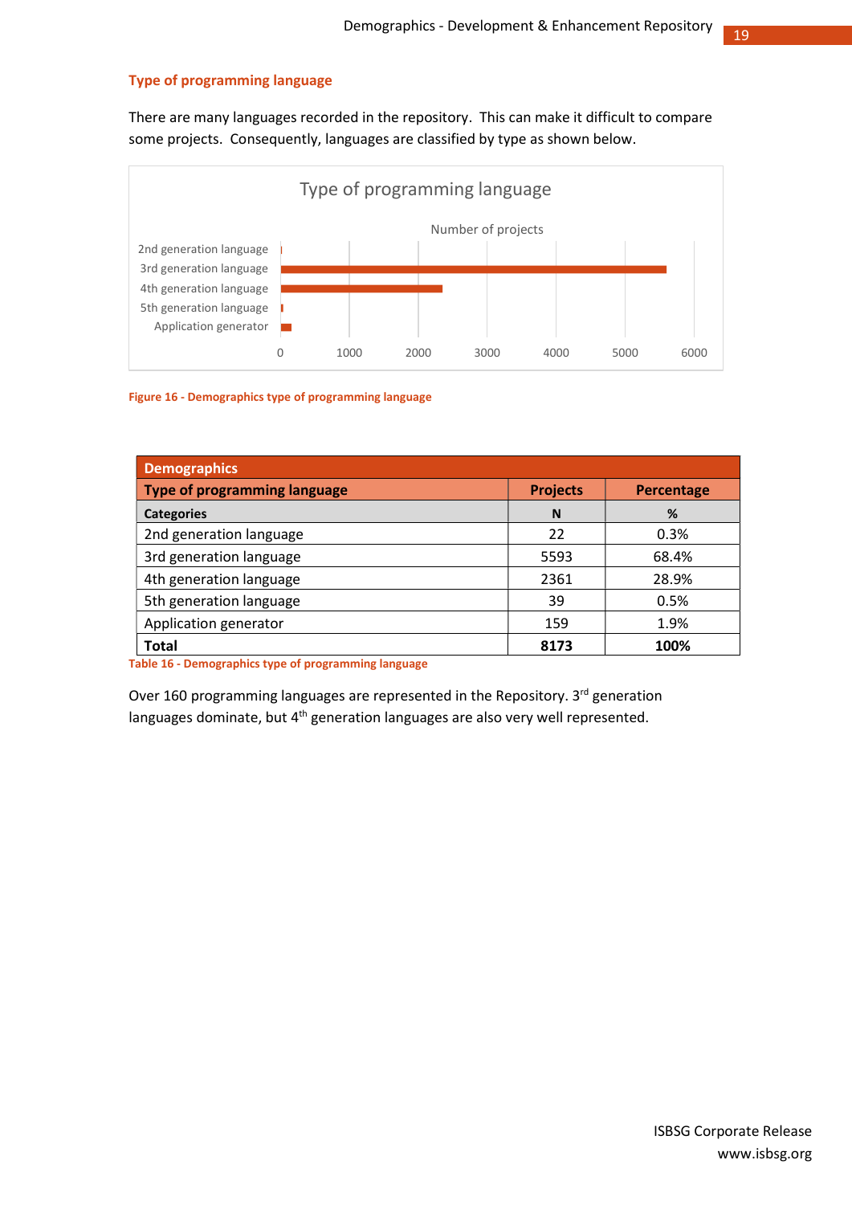## Type of programming language

There are many languages recorded in the repository. This can make it difficult to compare some projects. Consequently, languages are classified by type as shown below.

Figure 16 - Demographics type of programming language

| Demographics | | |
|---|---|---|
| **Type of programming language** | **Projects** | **Percentage** |
| **Categories** | **N** | **%** |
| 2nd generation language | 22 | 0.3% |
| 3rd generation language | 5593 | 68.4% |
| 4th generation language | 2361 | 28.9% |
| 5th generation language | 39 | 0.5% |
| Application generator | 159 | 1.9% |
| **Total** | **8173** | **100%** |

Table 16 - Demographics type of programming language

Over 160 programming languages are represented in the Repository. 3rd generation languages dominate, but 4th generation languages are also very well represented.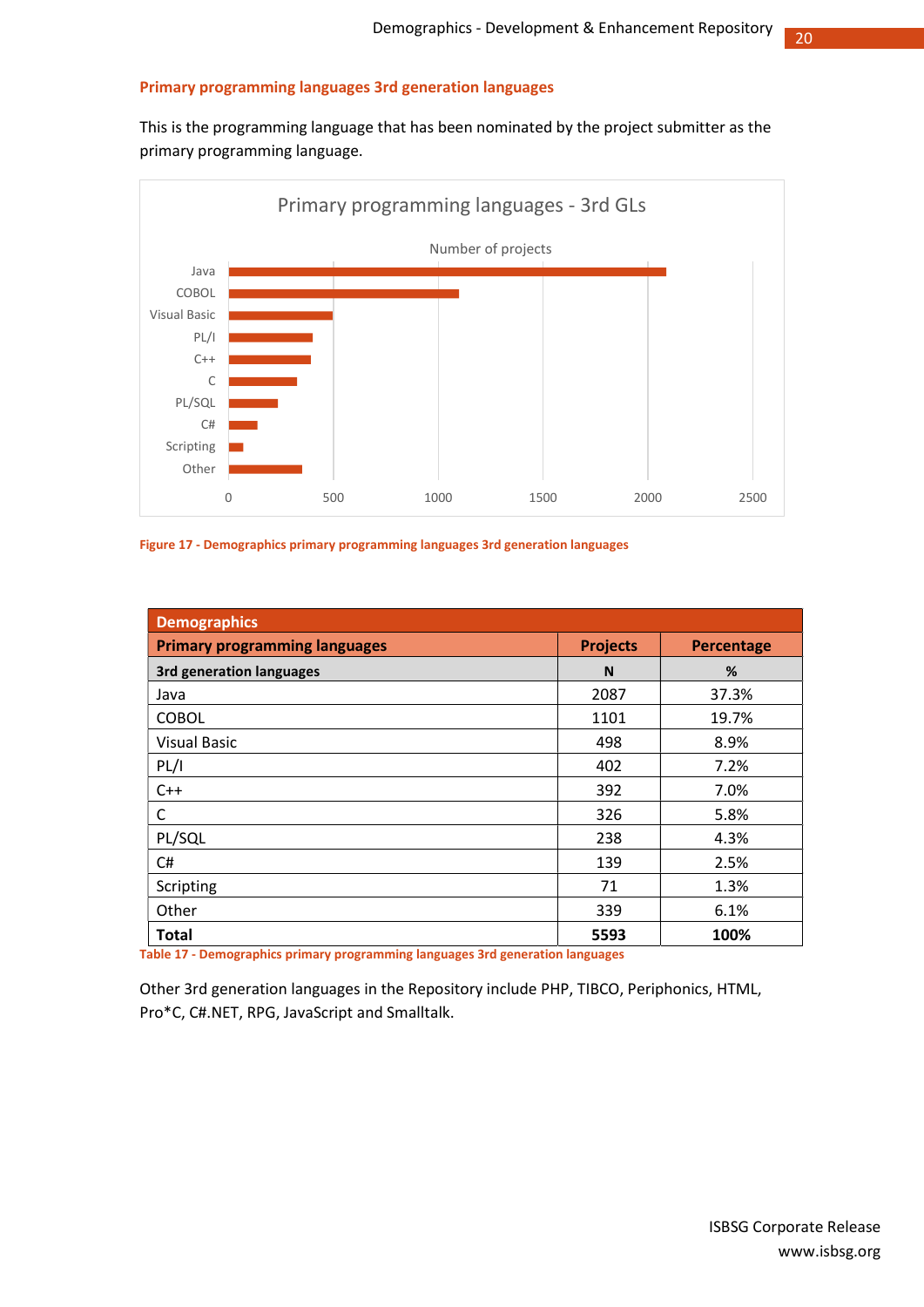### Primary programming languages 3rd generation languages

This is the programming language that has been nominated by the project submitter as the primary programming language.

Figure 17 - Demographics primary programming languages 3rd generation languages

| Demographics | | |
|---|---|---|
| **Primary programming languages** | **Projects** | **Percentage** |
| **3rd generation languages** | **N** | **%** |
| Java | 2087 | 37.3% |
| COBOL | 1101 | 19.7% |
| Visual Basic | 498 | 8.9% |
| PL/I | 402 | 7.2% |
| C++ | 392 | 7.0% |
| C | 326 | 5.8% |
| PL/SQL | 238 | 4.3% |
| C# | 139 | 2.5% |
| Scripting | 71 | 1.3% |
| Other | 339 | 6.1% |
| **Total** | **5593** | **100%** |

Table 17 - Demographics primary programming languages 3rd generation languages

Other 3rd generation languages in the Repository include PHP, TIBCO, Periphonics, HTML, Pro*C, C#.NET, RPG, JavaScript and Smalltalk.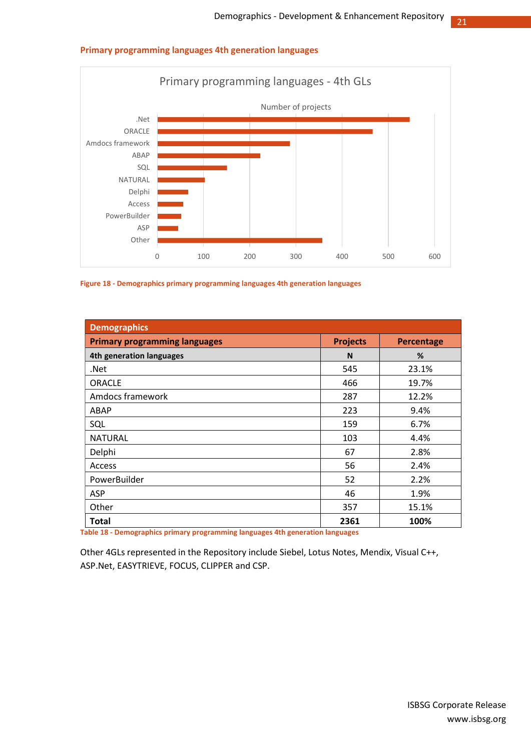## Primary programming languages 4th generation languages

Figure 18 - Demographics primary programming languages 4th generation languages

| Demographics | | |
|---|---|---|
| **Primary programming languages** | **Projects** | **Percentage** |
| **4th generation languages** | **N** | **%** |
| .Net | 545 | 23.1% |
| ORACLE | 466 | 19.7% |
| Amdocs framework | 287 | 12.2% |
| ABAP | 223 | 9.4% |
| SQL | 159 | 6.7% |
| NATURAL | 103 | 4.4% |
| Delphi | 67 | 2.8% |
| Access | 56 | 2.4% |
| PowerBuilder | 52 | 2.2% |
| ASP | 46 | 1.9% |
| Other | 357 | 15.1% |
| **Total** | **2361** | **100%** |

Table 18 - Demographics primary programming languages 4th generation languages

Other 4GLs represented in the Repository include Siebel, Lotus Notes, Mendix, Visual C++, ASP.Net, EASYTRIEVE, FOCUS, CLIPPER and CSP.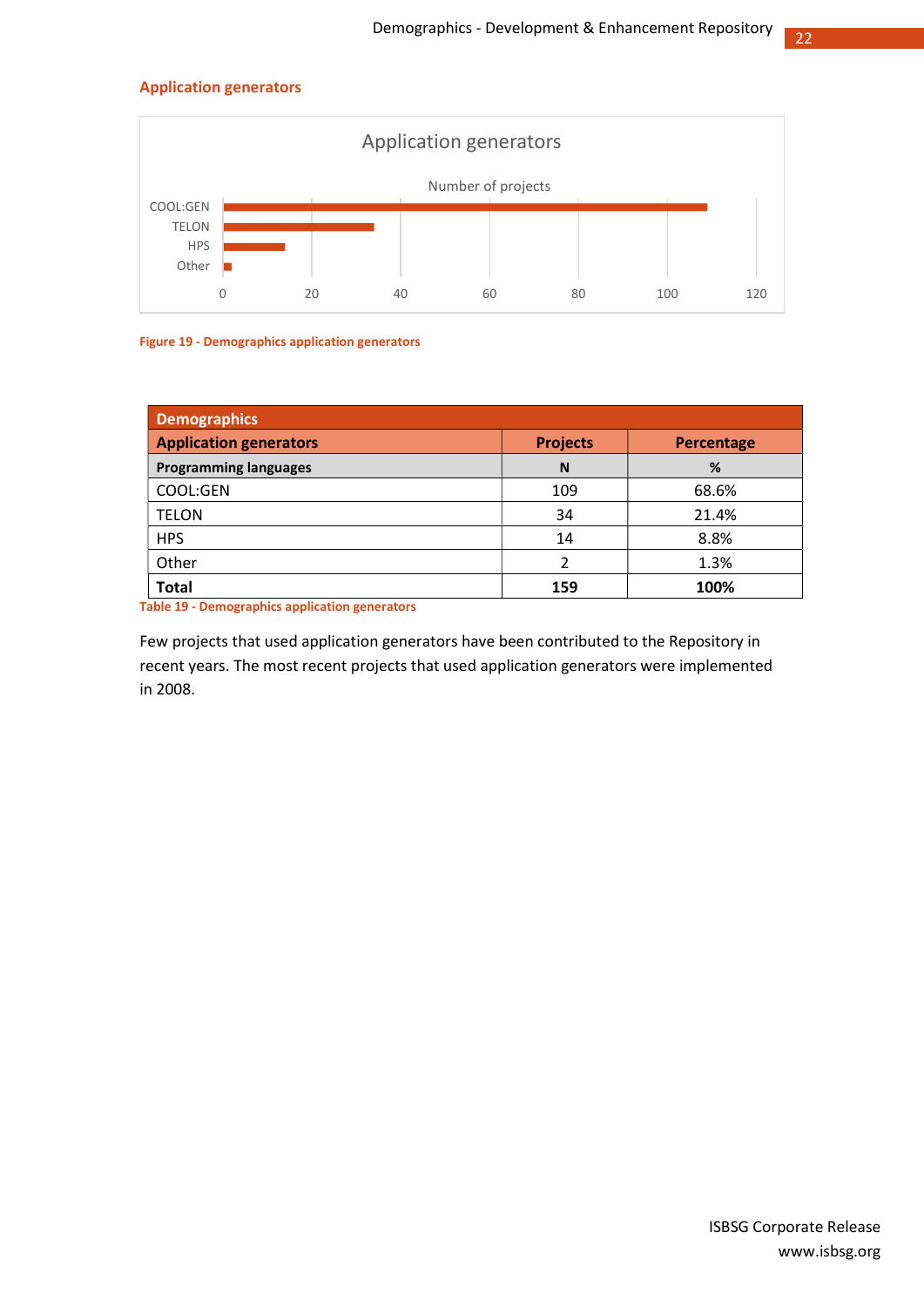## Application generators

Figure 19 - Demographics application generators

| Demographics | | |
|---|---|---|
| **Application generators** | **Projects** | **Percentage** |
| **Programming languages** | **N** | **%** |
| COOL:GEN | 109 | 68.6% |
| TELON | 34 | 21.4% |
| HPS | 14 | 8.8% |
| Other | 2 | 1.3% |
| **Total** | **159** | **100%** |

Table 19 - Demographics application generators

Few projects that used application generators have been contributed to the Repository in recent years. The most recent projects that used application generators were implemented in 2008.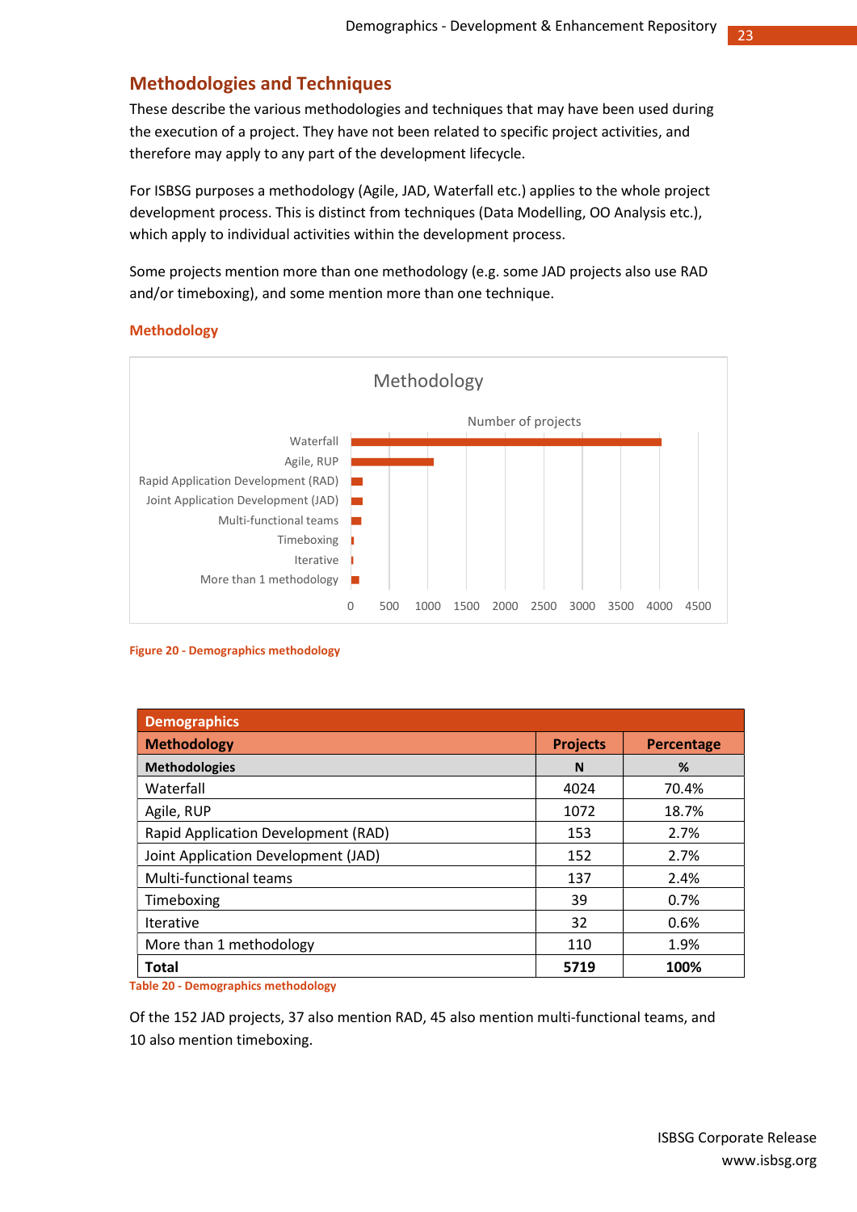## Methodologies and Techniques

These describe the various methodologies and techniques that may have been used during the execution of a project. They have not been related to specific project activities, and therefore may apply to any part of the development lifecycle.

For ISBSG purposes a methodology (Agile, JAD, Waterfall etc.) applies to the whole project development process. This is distinct from techniques (Data Modelling, OO Analysis etc.), which apply to individual activities within the development process.

Some projects mention more than one methodology (e.g. some JAD projects also use RAD and/or timeboxing), and some mention more than one technique.

### Methodology

Figure 20 - Demographics methodology

| Demographics | | |
|---|---|---|
| **Methodology** | **Projects** | **Percentage** |
| **Methodologies** | **N** | **%** |
| Waterfall | 4024 | 70.4% |
| Agile, RUP | 1072 | 18.7% |
| Rapid Application Development (RAD) | 153 | 2.7% |
| Joint Application Development (JAD) | 152 | 2.7% |
| Multi-functional teams | 137 | 2.4% |
| Timeboxing | 39 | 0.7% |
| Iterative | 32 | 0.6% |
| More than 1 methodology | 110 | 1.9% |
| **Total** | **5719** | **100%** |

Table 20 - Demographics methodology

Of the 152 JAD projects, 37 also mention RAD, 45 also mention multi-functional teams, and 10 also mention timeboxing.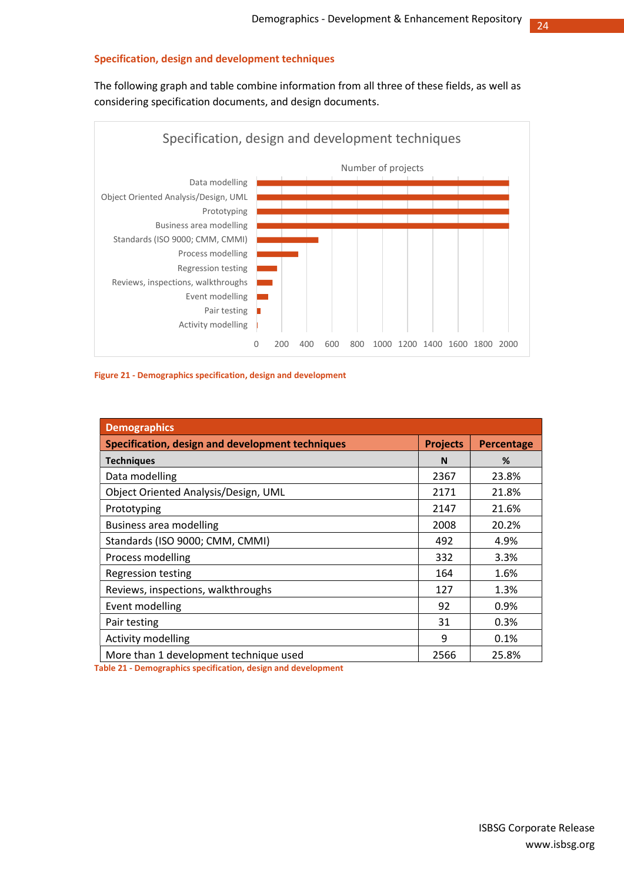### Specification, design and development techniques

The following graph and table combine information from all three of these fields, as well as considering specification documents, and design documents.

Figure 21 - Demographics specification, design and development

| Demographics | | |
|---|---|---|
| **Specification, design and development techniques** | **Projects** | **Percentage** |
| **Techniques** | **N** | **%** |
| Data modelling | 2367 | 23.8% |
| Object Oriented Analysis/Design, UML | 2171 | 21.8% |
| Prototyping | 2147 | 21.6% |
| Business area modelling | 2008 | 20.2% |
| Standards (ISO 9000; CMM, CMMI) | 492 | 4.9% |
| Process modelling | 332 | 3.3% |
| Regression testing | 164 | 1.6% |
| Reviews, inspections, walkthroughs | 127 | 1.3% |
| Event modelling | 92 | 0.9% |
| Pair testing | 31 | 0.3% |
| Activity modelling | 9 | 0.1% |
| More than 1 development technique used | 2566 | 25.8% |

Table 21 - Demographics specification, design and development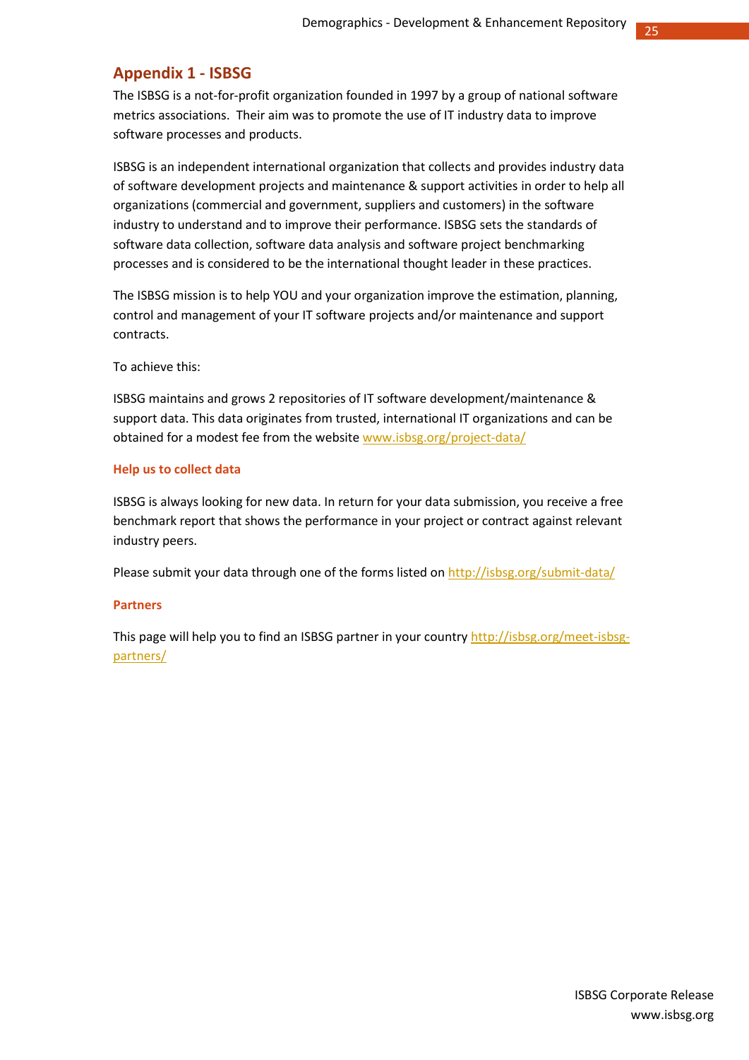## Appendix 1 - ISBSG

The ISBSG is a not-for-profit organization founded in 1997 by a group of national software metrics associations. Their aim was to promote the use of IT industry data to improve software processes and products.

ISBSG is an independent international organization that collects and provides industry data of software development projects and maintenance & support activities in order to help all organizations (commercial and government, suppliers and customers) in the software industry to understand and to improve their performance. ISBSG sets the standards of software data collection, software data analysis and software project benchmarking processes and is considered to be the international thought leader in these practices.

The ISBSG mission is to help YOU and your organization improve the estimation, planning, control and management of your IT software projects and/or maintenance and support contracts.

To achieve this:

ISBSG maintains and grows 2 repositories of IT software development/maintenance & support data. This data originates from trusted, international IT organizations and can be obtained for a modest fee from the website www.isbsg.org/project-data/

### Help us to collect data

ISBSG is always looking for new data. In return for your data submission, you receive a free benchmark report that shows the performance in your project or contract against relevant industry peers.

Please submit your data through one of the forms listed on http://isbsg.org/submit-data/

### Partners

This page will help you to find an ISBSG partner in your country http://isbsg.org/meet-isbsg-partners/